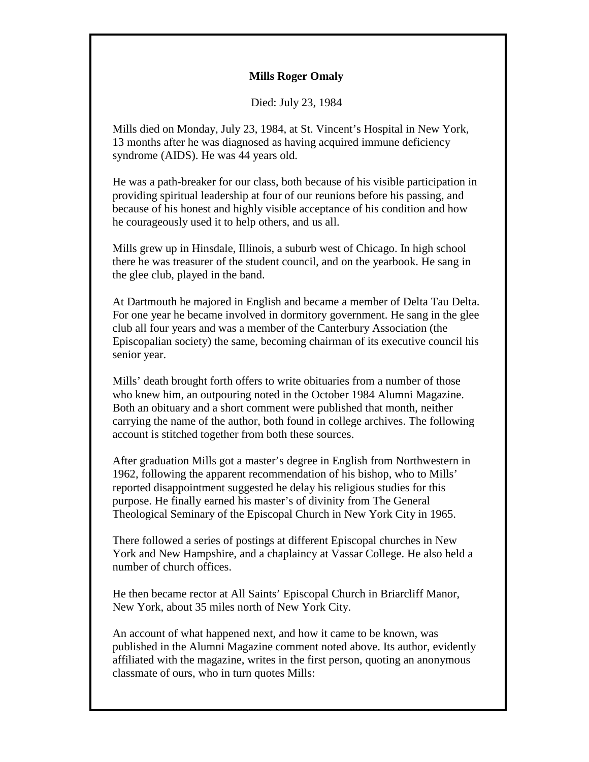**Mills Roger Omaly**

Died: July 23, 1984

Mills died on Monday, July 23, 1984, at St. Vincent's Hospital in New York, 13 months after he was diagnosed as having acquired immune deficiency syndrome (AIDS). He was 44 years old.

He was a path-breaker for our class, both because of his visible participation in providing spiritual leadership at four of our reunions before his passing, and because of his honest and highly visible acceptance of his condition and how he courageously used it to help others, and us all.

Mills grew up in Hinsdale, Illinois, a suburb west of Chicago. In high school there he was treasurer of the student council, and on the yearbook. He sang in the glee club, played in the band.

At Dartmouth he majored in English and became a member of Delta Tau Delta. For one year he became involved in dormitory government. He sang in the glee club all four years and was a member of the Canterbury Association (the Episcopalian society) the same, becoming chairman of its executive council his senior year.

Mills' death brought forth offers to write obituaries from a number of those who knew him, an outpouring noted in the October 1984 Alumni Magazine. Both an obituary and a short comment were published that month, neither carrying the name of the author, both found in college archives. The following account is stitched together from both these sources.

After graduation Mills got a master's degree in English from Northwestern in 1962, following the apparent recommendation of his bishop, who to Mills' reported disappointment suggested he delay his religious studies for this purpose. He finally earned his master's of divinity from The General Theological Seminary of the Episcopal Church in New York City in 1965.

There followed a series of postings at different Episcopal churches in New York and New Hampshire, and a chaplaincy at Vassar College. He also held a number of church offices.

He then became rector at All Saints' Episcopal Church in Briarcliff Manor, New York, about 35 miles north of New York City.

An account of what happened next, and how it came to be known, was published in the Alumni Magazine comment noted above. Its author, evidently affiliated with the magazine, writes in the first person, quoting an anonymous classmate of ours, who in turn quotes Mills: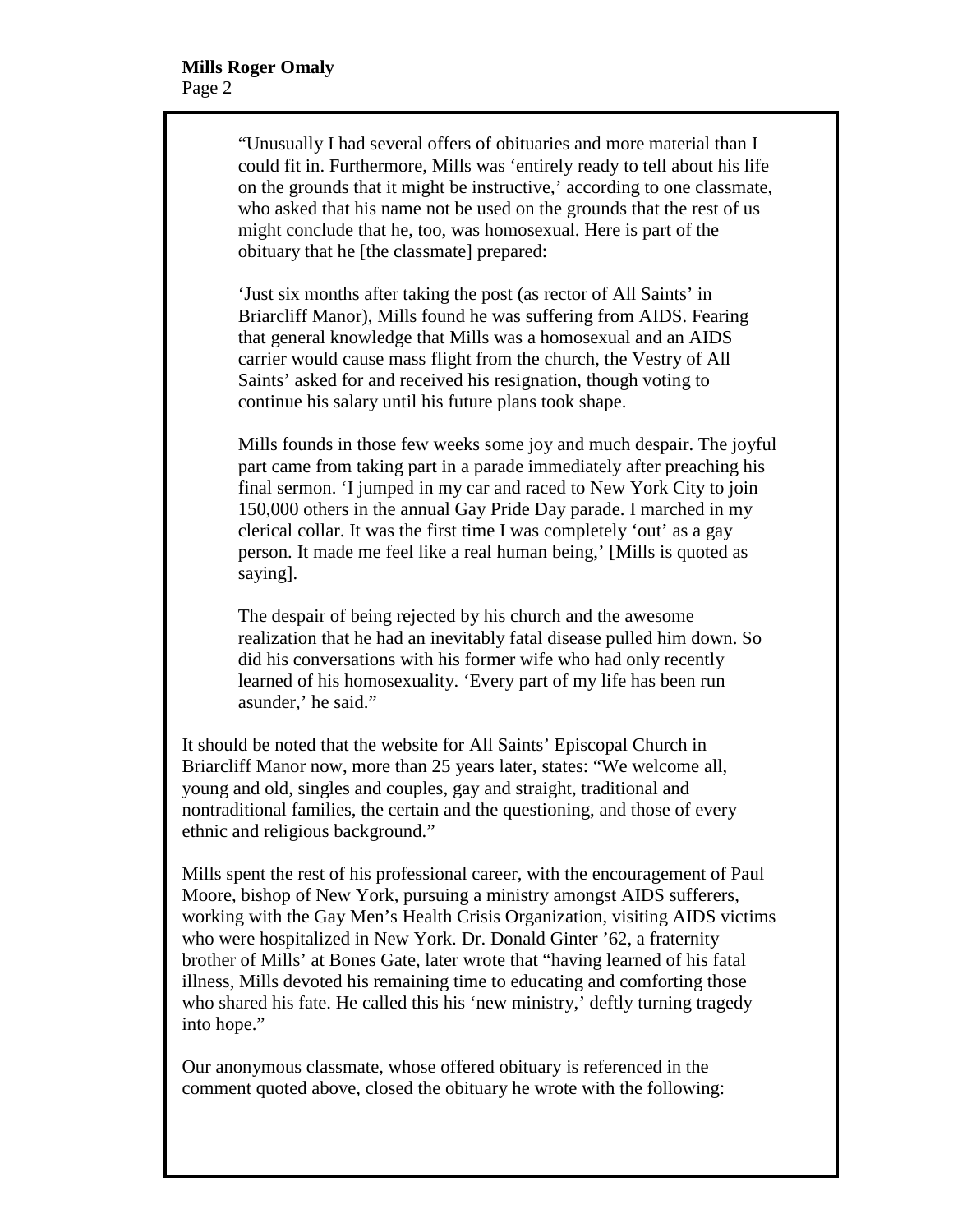“Unusually I had several offers of obituaries and more material than I could fit in. Furthermore, Mills was ‘entirely ready to tell about his life on the grounds that it might be instructive,’ according to one classmate, who asked that his name not be used on the grounds that the rest of us might conclude that he, too, was homosexual. Here is part of the obituary that he [the classmate] prepared:

‘Just six months after taking the post (as rector of All Saints’ in Briarcliff Manor), Mills found he was suffering from AIDS. Fearing that general knowledge that Mills was a homosexual and an AIDS carrier would cause mass flight from the church, the Vestry of All Saints’ asked for and received his resignation, though voting to continue his salary until his future plans took shape.

Mills founds in those few weeks some joy and much despair. The joyful part came from taking part in a parade immediately after preaching his final sermon. ‘I jumped in my car and raced to New York City to join 150,000 others in the annual Gay Pride Day parade. I marched in my clerical collar. It was the first time I was completely ‘out’ as a gay person. It made me feel like a real human being,’ [Mills is quoted as saying].

The despair of being rejected by his church and the awesome realization that he had an inevitably fatal disease pulled him down. So did his conversations with his former wife who had only recently learned of his homosexuality. ‘Every part of my life has been run asunder,’ he said.”

It should be noted that the website for All Saints’ Episcopal Church in Briarcliff Manor now, more than 25 years later, states: “We welcome all, young and old, singles and couples, gay and straight, traditional and nontraditional families, the certain and the questioning, and those of every ethnic and religious background.”

Mills spent the rest of his professional career, with the encouragement of Paul Moore, bishop of New York, pursuing a ministry amongst AIDS sufferers, working with the Gay Men’s Health Crisis Organization, visiting AIDS victims who were hospitalized in New York. Dr. Donald Ginter ’62, a fraternity brother of Mills’ at Bones Gate, later wrote that “having learned of his fatal illness, Mills devoted his remaining time to educating and comforting those who shared his fate. He called this his ‘new ministry,’ deftly turning tragedy into hope.”

Our anonymous classmate, whose offered obituary is referenced in the comment quoted above, closed the obituary he wrote with the following: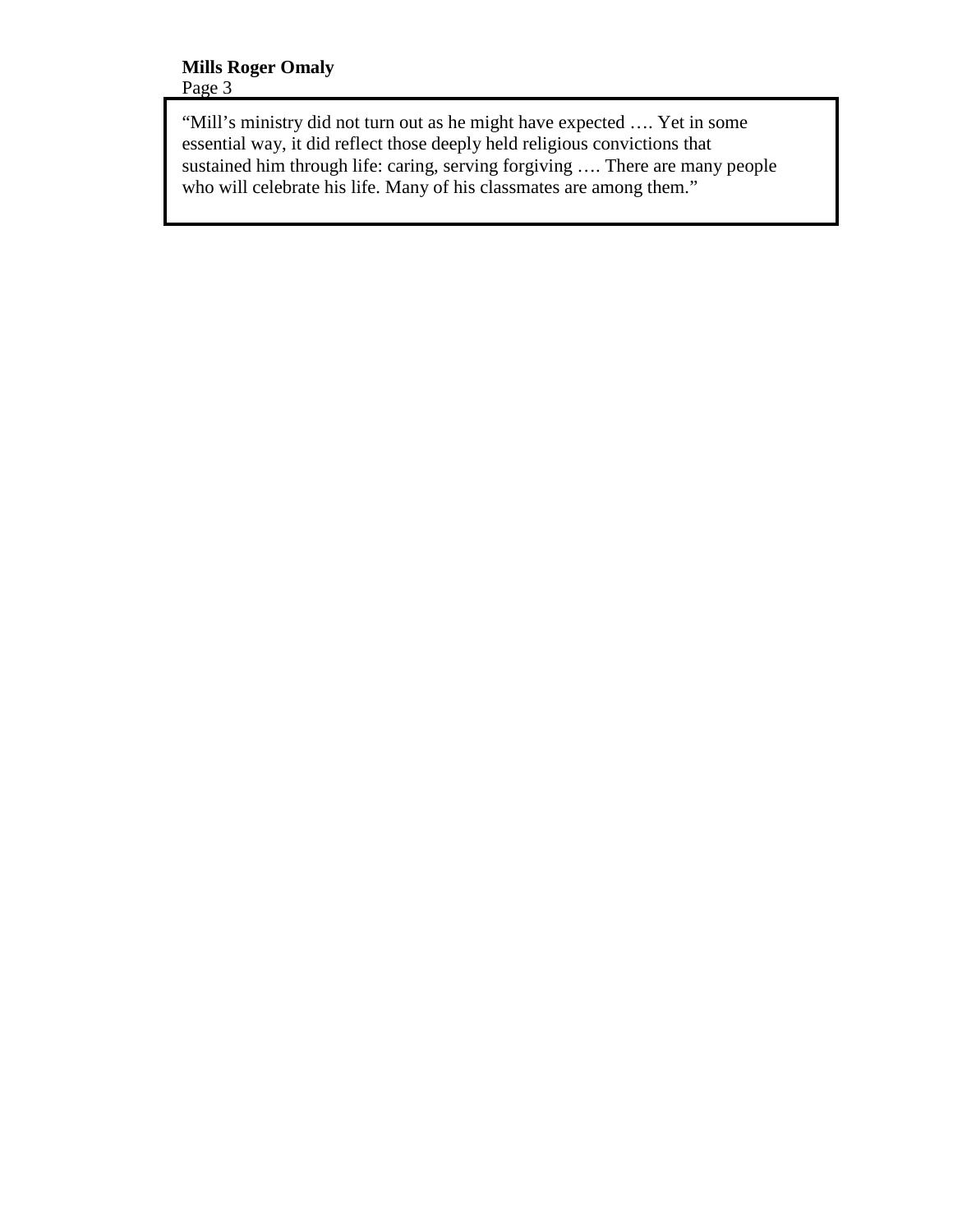> "Mill's ministry did not turn out as he might have expected …. Yet in some essential way, it did reflect those deeply held religious convictions that sustained him through life: caring, serving forgiving …. There are many people who will celebrate his life. Many of his classmates are among them."